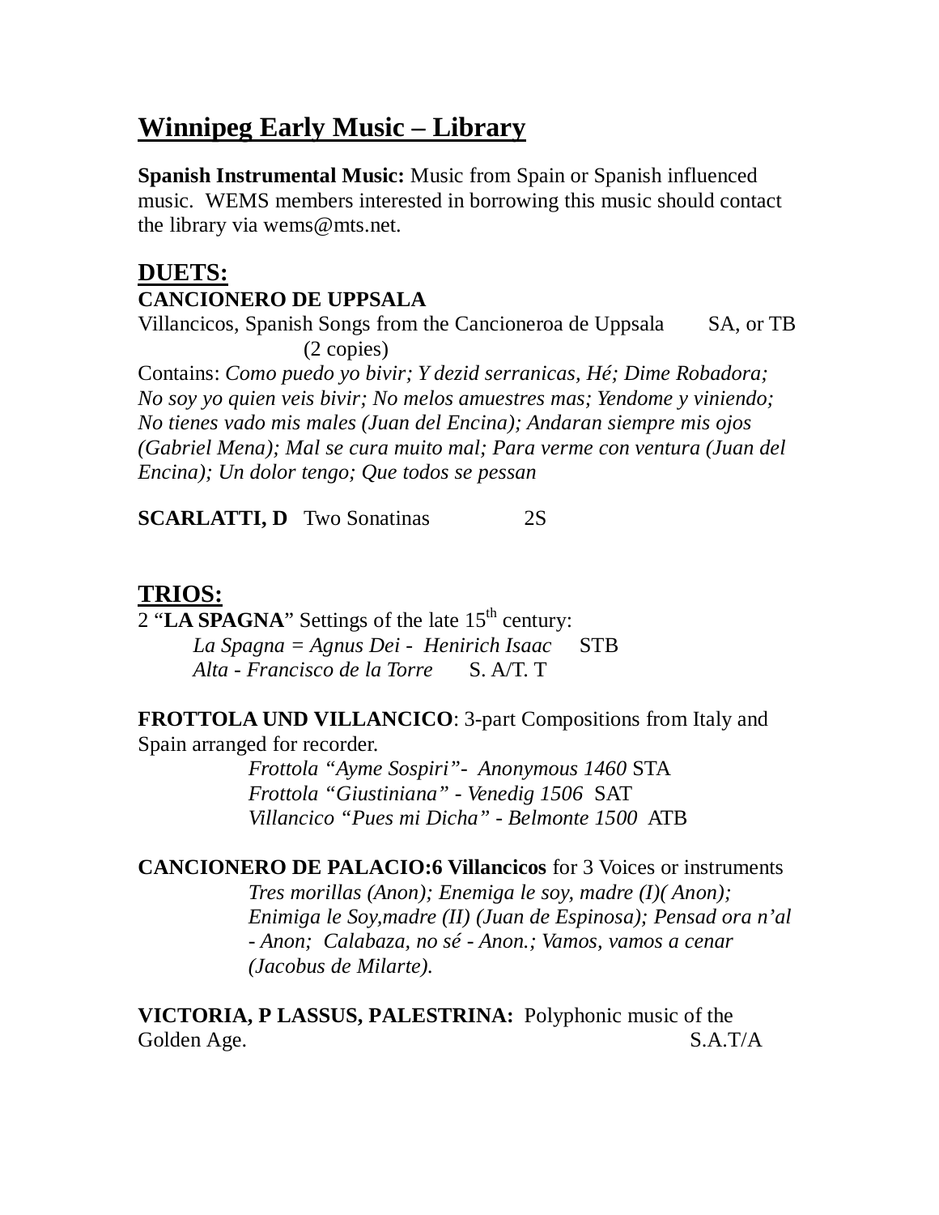# Winnipeg Early Music – Library

**Spanish Instrumental Music:** Music from Spain or Spanish influenced music. WEMS members interested in borrowing this music should contact the library via wems@mts.net.

## DUETS:

**CANCIONERO DE UPPSALA**

Villancicos, Spanish Songs from the Cancioneroa de Uppsala SA, or TB (2 copies)

Contains: *Como puedo yo bivir; Y dezid serranicas, Hé; Dime Robadora; No soy yo quien veis bivir; No melos amuestres mas; Yendome y viniendo; No tienes vado mis males (Juan del Encina); Andaran siempre mis ojos (Gabriel Mena); Mal se cura muito mal; Para verme con ventura (Juan del Encina); Un dolor tengo; Que todos se pessan*

**SCARLATTI, D** Two Sonatinas 2S

## TRIOS:

2 "**LA SPAGNA**" Settings of the late 15th century:

*La Spagna = Agnus Dei - Henirich Isaac* STB
*Alta - Francisco de la Torre* S. A/T. T

**FROTTOLA UND VILLANCICO**: 3-part Compositions from Italy and Spain arranged for recorder.

*Frottola "Ayme Sospiri"- Anonymous 1460* STA
*Frottola "Giustiniana" - Venedig 1506* SAT
*Villancico "Pues mi Dicha" - Belmonte 1500* ATB

**CANCIONERO DE PALACIO:6 Villancicos** for 3 Voices or instruments

*Tres morillas (Anon); Enemiga le soy, madre (I)( Anon); Enimiga le Soy,madre (II) (Juan de Espinosa); Pensad ora n'al - Anon; Calabaza, no sé - Anon.; Vamos, vamos a cenar (Jacobus de Milarte).*

**VICTORIA, P LASSUS, PALESTRINA:** Polyphonic music of the Golden Age. S.A.T/A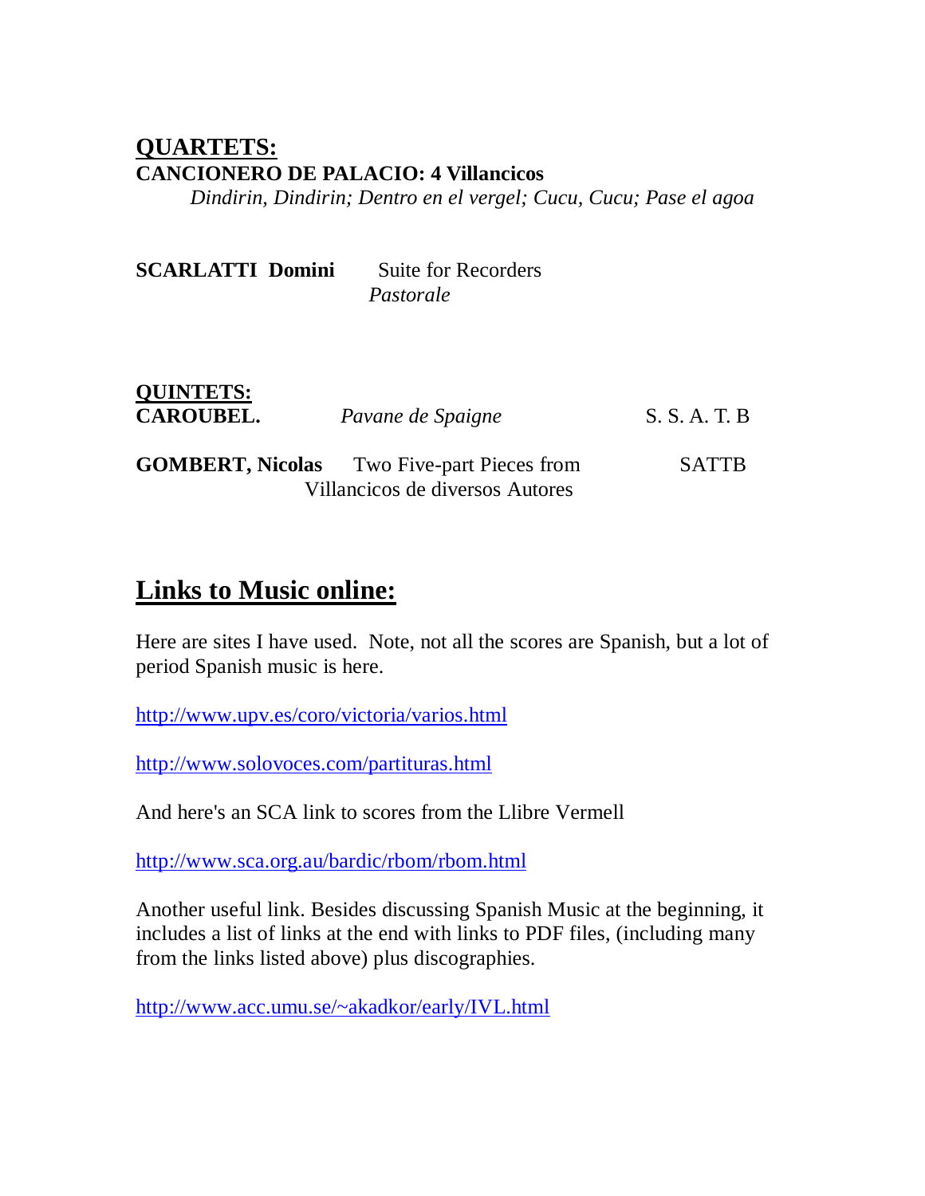## QUARTETS:

**CANCIONERO DE PALACIO: 4 Villancicos**

*Dindirin, Dindirin; Dentro en el vergel; Cucu, Cucu; Pase el agoa*

**SCARLATTI Domini** Suite for Recorders
*Pastorale*

## QUINTETS:

**CAROUBEL.** *Pavane de Spaigne* S. S. A. T. B

**GOMBERT, Nicolas** Two Five-part Pieces from Villancicos de diversos Autores SATTB

## Links to Music online:

Here are sites I have used. Note, not all the scores are Spanish, but a lot of period Spanish music is here.

http://www.upv.es/coro/victoria/varios.html

http://www.solovoces.com/partituras.html

And here's an SCA link to scores from the Llibre Vermell

http://www.sca.org.au/bardic/rbom/rbom.html

Another useful link. Besides discussing Spanish Music at the beginning, it includes a list of links at the end with links to PDF files, (including many from the links listed above) plus discographies.

http://www.acc.umu.se/~akadkor/early/IVL.html